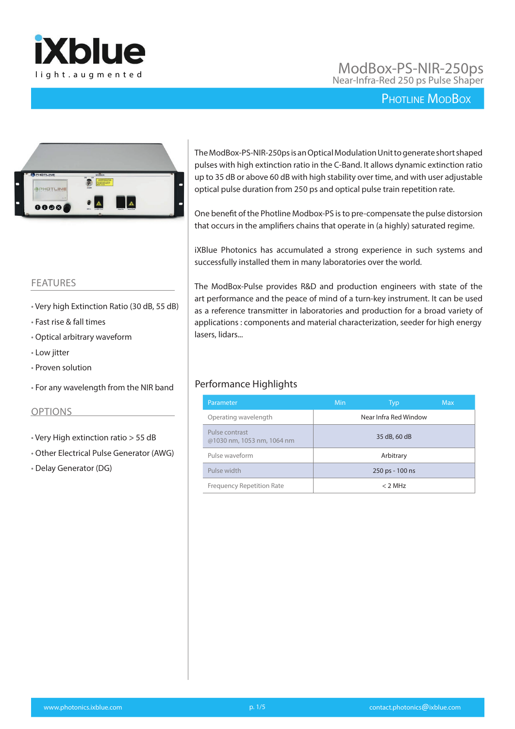# ModBox-PS-NIR-250ps

Near-Infra-Red 250 ps Pulse Shaper

PHOTLINE MODBOX

The ModBox-PS-NIR-250ps is an Optical Modulation Unit to generate short shaped pulses with high extinction ratio in the C-Band. It allows dynamic extinction ratio up to 35 dB or above 60 dB with high stability over time, and with user adjustable optical pulse duration from 250 ps and optical pulse train repetition rate.

One benefit of the Photline Modbox-PS is to pre-compensate the pulse distorsion that occurs in the amplifiers chains that operate in (a highly) saturated regime.

iXBlue Photonics has accumulated a strong experience in such systems and successfully installed them in many laboratories over the world.

The ModBox-Pulse provides R&D and production engineers with state of the art performance and the peace of mind of a turn-key instrument. It can be used as a reference transmitter in laboratories and production for a broad variety of applications : components and material characterization, seeder for high energy lasers, lidars...

## FEATURES

- Very high Extinction Ratio (30 dB, 55 dB)
- Fast rise & fall times
- Optical arbitrary waveform
- Low jitter
- Proven solution
- For any wavelength from the NIR band

## OPTIONS

- Very High extinction ratio > 55 dB
- Other Electrical Pulse Generator (AWG)
- Delay Generator (DG)

## Performance Highlights

| Parameter | Min | Typ | Max |
|---|---|---|---|
| Operating wavelength | | Near Infra Red Window | |
| Pulse contrast @1030 nm, 1053 nm, 1064 nm | | 35 dB, 60 dB | |
| Pulse waveform | | Arbitrary | |
| Pulse width | | 250 ps - 100 ns | |
| Frequency Repetition Rate | | < 2 MHz | |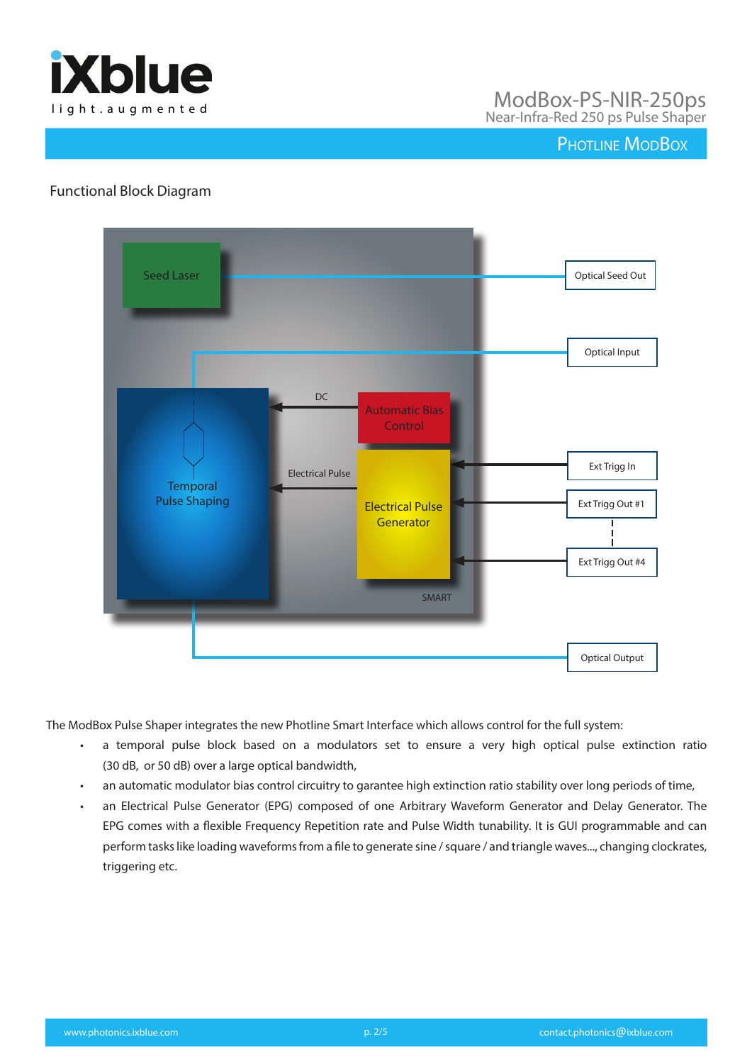## Functional Block Diagram

Seed Laser

Optical Seed Out

Optical Input

DC

Automatic Bias Control

Temporal Pulse Shaping

Electrical Pulse

Electrical Pulse Generator

Ext Trigg In

Ext Trigg Out #1

Ext Trigg Out #4

SMART

Optical Output

The ModBox Pulse Shaper integrates the new Photline Smart Interface which allows control for the full system:

- a temporal pulse block based on a modulators set to ensure a very high optical pulse extinction ratio (30 dB, or 50 dB) over a large optical bandwidth,
- an automatic modulator bias control circuitry to garantee high extinction ratio stability over long periods of time,
- an Electrical Pulse Generator (EPG) composed of one Arbitrary Waveform Generator and Delay Generator. The EPG comes with a flexible Frequency Repetition rate and Pulse Width tunability. It is GUI programmable and can perform tasks like loading waveforms from a file to generate sine / square / and triangle waves..., changing clockrates, triggering etc.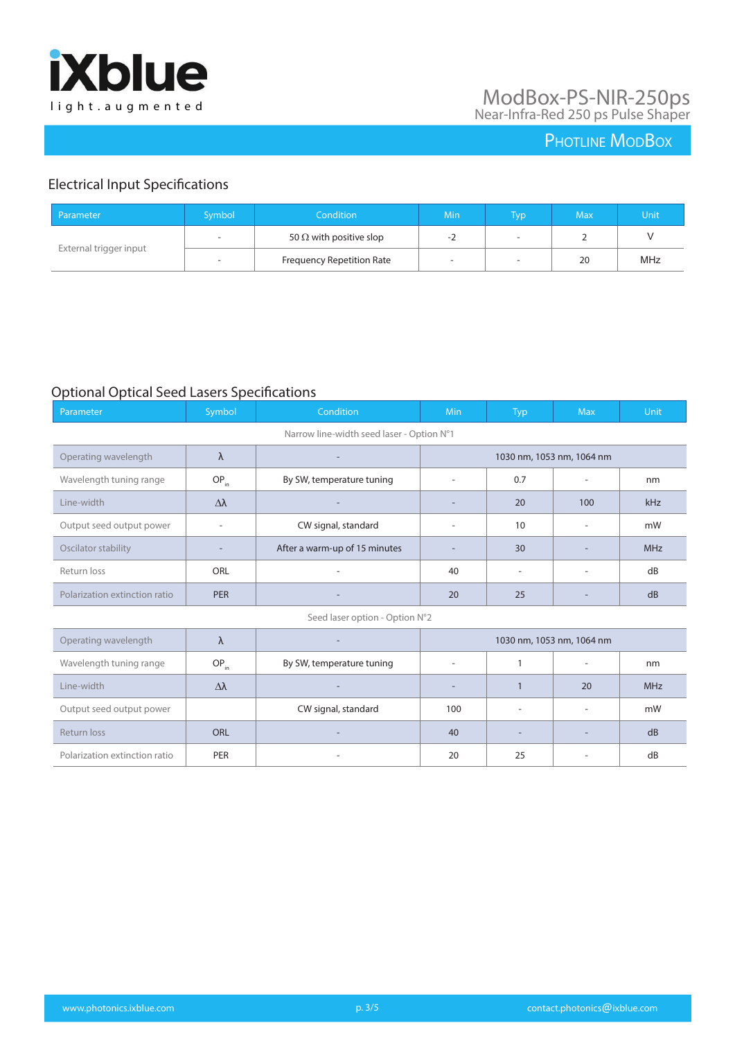## Electrical Input Specifications

| Parameter | Symbol | Condition | Min | Typ | Max | Unit |
|---|---|---|---|---|---|---|
| External trigger input | - | 50 Ω with positive slop | -2 | - | 2 | V |
| | - | Frequency Repetition Rate | - | - | 20 | MHz |

## Optional Optical Seed Lasers Specifications

| Parameter | Symbol | Condition | Min | Typ | Max | Unit |
|---|---|---|---|---|---|---|
| Narrow line-width seed laser - Option N°1 | | | | | | |
| Operating wavelength | λ | - | 1030 nm, 1053 nm, 1064 nm | | | |
| Wavelength tuning range | $OP_{in}$ | By SW, temperature tuning | - | 0.7 | - | nm |
| Line-width | Δλ | - | - | 20 | 100 | kHz |
| Output seed output power | - | CW signal, standard | - | 10 | - | mW |
| Oscilator stability | - | After a warm-up of 15 minutes | - | 30 | - | MHz |
| Return loss | ORL | - | 40 | - | - | dB |
| Polarization extinction ratio | PER | - | 20 | 25 | - | dB |
| Seed laser option - Option N°2 | | | | | | |
| Operating wavelength | λ | - | 1030 nm, 1053 nm, 1064 nm | | | |
| Wavelength tuning range | $OP_{in}$ | By SW, temperature tuning | - | 1 | - | nm |
| Line-width | Δλ | - | - | 1 | 20 | MHz |
| Output seed output power | | CW signal, standard | 100 | - | - | mW |
| Return loss | ORL | - | 40 | - | - | dB |
| Polarization extinction ratio | PER | - | 20 | 25 | - | dB |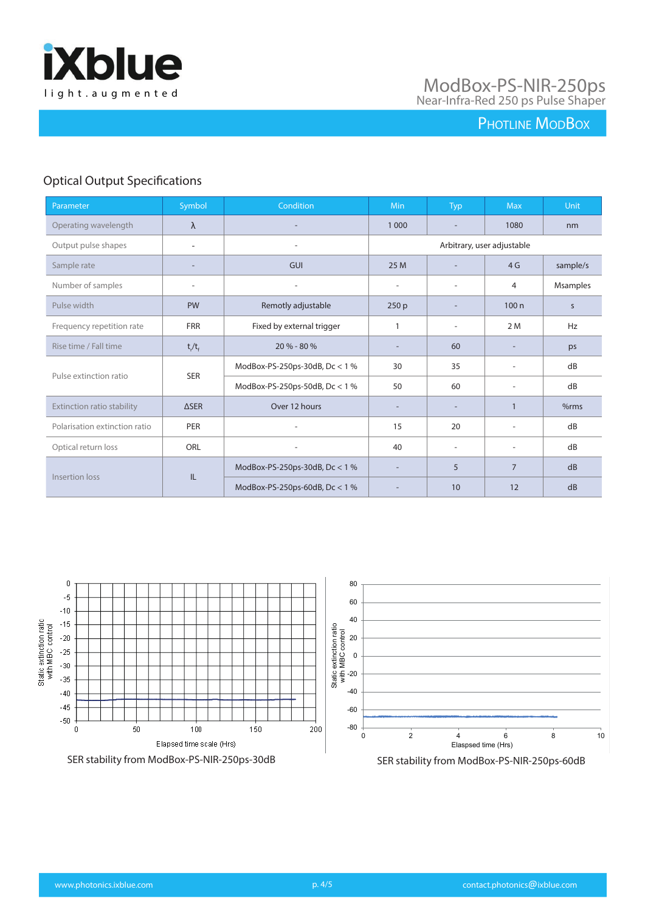# ModBox-PS-NIR-250ps

Near-Infra-Red 250 ps Pulse Shaper

Photline ModBox

## Optical Output Specifications

| Parameter | Symbol | Condition | Min | Typ | Max | Unit |
|---|---|---|---|---|---|---|
| Operating wavelength | λ | - | 1 000 | - | 1080 | nm |
| Output pulse shapes | - | - | Arbitrary, user adjustable | | | |
| Sample rate | - | GUI | 25 M | - | 4 G | sample/s |
| Number of samples | - | - | - | - | 4 | Msamples |
| Pulse width | PW | Remotly adjustable | 250 p | - | 100 n | s |
| Frequency repetition rate | FRR | Fixed by external trigger | 1 | - | 2 M | Hz |
| Rise time / Fall time | $t_r/t_f$ | 20 % - 80 % | - | 60 | - | ps |
| Pulse extinction ratio | SER | ModBox-PS-250ps-30dB, Dc < 1 % | 30 | 35 | - | dB |
| | | ModBox-PS-250ps-50dB, Dc < 1 % | 50 | 60 | - | dB |
| Extinction ratio stability | ΔSER | Over 12 hours | - | - | 1 | %rms |
| Polarisation extinction ratio | PER | - | 15 | 20 | - | dB |
| Optical return loss | ORL | - | 40 | - | - | dB |
| Insertion loss | IL | ModBox-PS-250ps-30dB, Dc < 1 % | - | 5 | 7 | dB |
| | | ModBox-PS-250ps-60dB, Dc < 1 % | - | 10 | 12 | dB |

SER stability from ModBox-PS-NIR-250ps-30dB

SER stability from ModBox-PS-NIR-250ps-60dB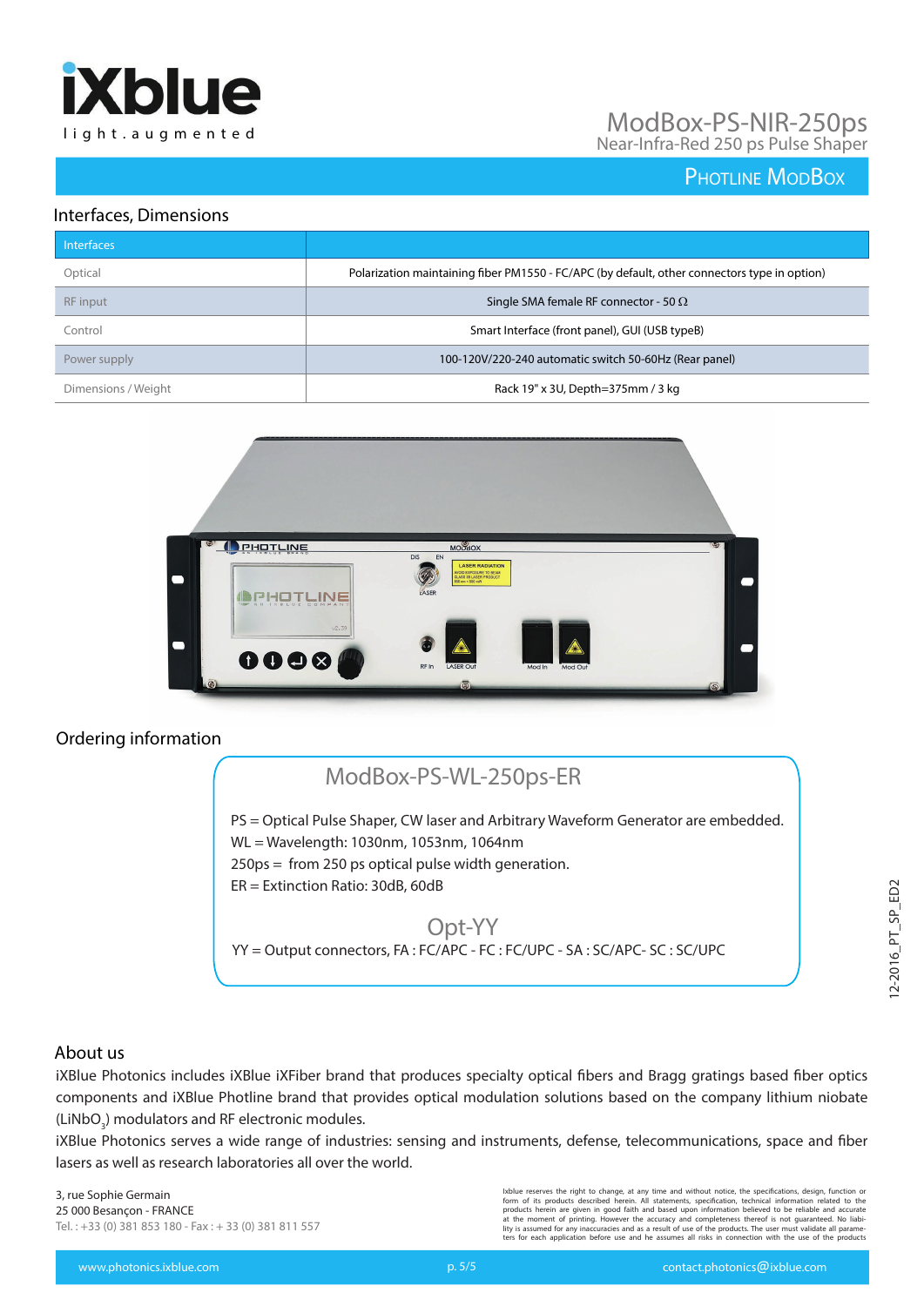# ModBox-PS-NIR-250ps

Near-Infra-Red 250 ps Pulse Shaper

PHOTLINE MODBOX

## Interfaces, Dimensions

| Interfaces | |
|---|---|
| Optical | Polarization maintaining fiber PM1550 - FC/APC (by default, other connectors type in option) |
| RF input | Single SMA female RF connector - 50 Ω |
| Control | Smart Interface (front panel), GUI (USB typeB) |
| Power supply | 100-120V/220-240 automatic switch 50-60Hz (Rear panel) |
| Dimensions / Weight | Rack 19" x 3U, Depth=375mm / 3 kg |

## Ordering information

### ModBox-PS-WL-250ps-ER

PS = Optical Pulse Shaper, CW laser and Arbitrary Waveform Generator are embedded.
WL = Wavelength: 1030nm, 1053nm, 1064nm
250ps = from 250 ps optical pulse width generation.
ER = Extinction Ratio: 30dB, 60dB

### Opt-YY

YY = Output connectors, FA : FC/APC - FC : FC/UPC - SA : SC/APC- SC : SC/UPC

## About us

iXBlue Photonics includes iXBlue iXFiber brand that produces specialty optical fibers and Bragg gratings based fiber optics components and iXBlue Photline brand that provides optical modulation solutions based on the company lithium niobate ($LiNbO_3$) modulators and RF electronic modules.
iXBlue Photonics serves a wide range of industries: sensing and instruments, defense, telecommunications, space and fiber lasers as well as research laboratories all over the world.

3, rue Sophie Germain
25 000 Besançon - FRANCE
Tel. : +33 (0) 381 853 180 - Fax : + 33 (0) 381 811 557

Ixblue reserves the right to change, at any time and without notice, the specifications, design, function or form of its products described herein. All statements, specification, technical information related to the products herein are given in good faith and based upon information believed to be reliable and accurate at the moment of printing. However the accuracy and completeness thereof is not guaranteed. No liability is assumed for any inaccuracies and as a result of use of the products. The user must validate all parameters for each application before use and he assumes all risks in connection with the use of the products

www.photonics.ixblue.com
contact.photonics@ixblue.com

12-2016_PT_SP_ED2